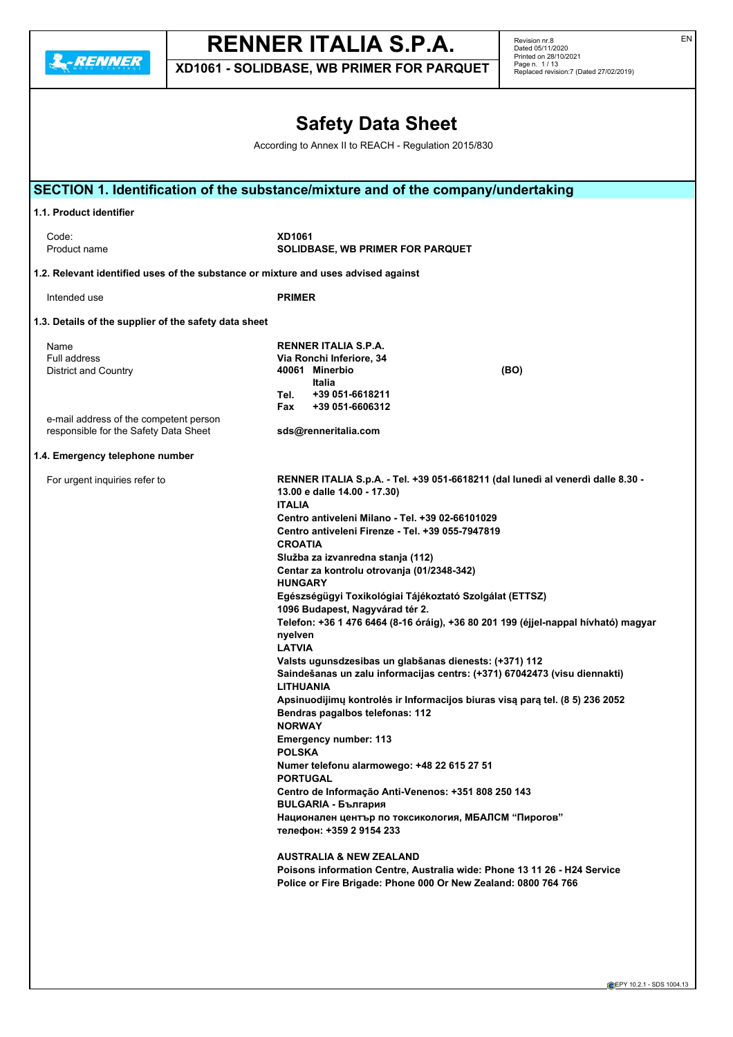# Safety Data Sheet

According to Annex II to REACH - Regulation 2015/830

## SECTION 1. Identification of the substance/mixture and of the company/undertaking

### 1.1. Product identifier

| | |
|---|---|
| Code: | **XD1061** |
| Product name | **SOLIDBASE, WB PRIMER FOR PARQUET** |

### 1.2. Relevant identified uses of the substance or mixture and uses advised against

| | |
|---|---|
| Intended use | **PRIMER** |

### 1.3. Details of the supplier of the safety data sheet

| | |
|---|---|
| Name | **RENNER ITALIA S.P.A.** |
| Full address | **Via Ronchi Inferiore, 34** |
| District and Country | **40061 Minerbio (BO)** <br> **Italia** <br> **Tel. +39 051-6618211** <br> **Fax +39 051-6606312** |
| e-mail address of the competent person responsible for the Safety Data Sheet | **sds@renneritalia.com** |

### 1.4. Emergency telephone number

For urgent inquiries refer to

**RENNER ITALIA S.p.A. - Tel. +39 051-6618211 (dal lunedì al venerdì dalle 8.30 - 13.00 e dalle 14.00 - 17.30)**
**ITALIA**
**Centro antiveleni Milano - Tel. +39 02-66101029**
**Centro antiveleni Firenze - Tel. +39 055-7947819**
**CROATIA**
**Služba za izvanredna stanja (112)**
**Centar za kontrolu otrovanja (01/2348-342)**
**HUNGARY**
**Egészségügyi Toxikológiai Tájékoztató Szolgálat (ETTSZ)**
**1096 Budapest, Nagyvárad tér 2.**
**Telefon: +36 1 476 6464 (8-16 óráig), +36 80 201 199 (éjjel-nappal hívható) magyar nyelven**
**LATVIA**
**Valsts ugunsdzesibas un glabšanas dienests: (+371) 112**
**Saindešanas un zalu informacijas centrs: (+371) 67042473 (visu diennakti)**
**LITHUANIA**
**Apsinuodijimų kontrolės ir Informacijos biuras visą parą tel. (8 5) 236 2052**
**Bendras pagalbos telefonas: 112**
**NORWAY**
**Emergency number: 113**
**POLSKA**
**Numer telefonu alarmowego: +48 22 615 27 51**
**PORTUGAL**
**Centro de Informação Anti-Venenos: +351 808 250 143**
**BULGARIA - България**
**Национален център по токсикология, МБАЛСМ "Пирогов"**
**телефон: +359 2 9154 233**

**AUSTRALIA & NEW ZEALAND**
**Poisons information Centre, Australia wide: Phone 13 11 26 - H24 Service**
**Police or Fire Brigade: Phone 000 Or New Zealand: 0800 764 766**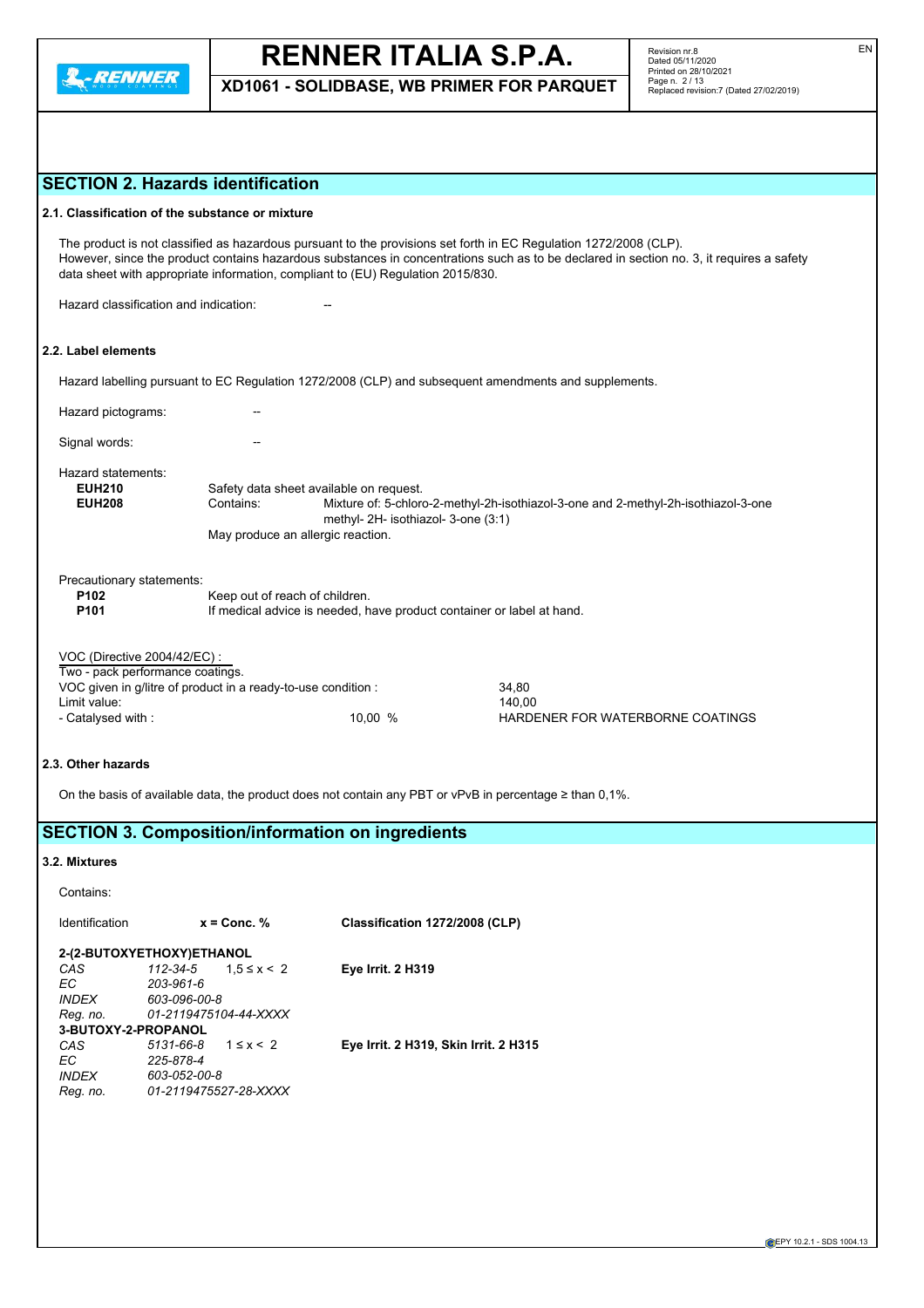## SECTION 2. Hazards identification

### 2.1. Classification of the substance or mixture

The product is not classified as hazardous pursuant to the provisions set forth in EC Regulation 1272/2008 (CLP).
However, since the product contains hazardous substances in concentrations such as to be declared in section no. 3, it requires a safety data sheet with appropriate information, compliant to (EU) Regulation 2015/830.

Hazard classification and indication: --

### 2.2. Label elements

Hazard labelling pursuant to EC Regulation 1272/2008 (CLP) and subsequent amendments and supplements.

Hazard pictograms: --

Signal words: --

Hazard statements:

**EUH210** Safety data sheet available on request.
**EUH208** Contains: Mixture of: 5-chloro-2-methyl-2h-isothiazol-3-one and 2-methyl-2h-isothiazol-3-one methyl- 2H- isothiazol- 3-one (3:1)
May produce an allergic reaction.

Precautionary statements:

**P102** Keep out of reach of children.
**P101** If medical advice is needed, have product container or label at hand.

VOC (Directive 2004/42/EC) :
Two - pack performance coatings.
VOC given in g/litre of product in a ready-to-use condition : 34,80
Limit value: 140,00
- Catalysed with : 10,00 % HARDENER FOR WATERBORNE COATINGS

### 2.3. Other hazards

On the basis of available data, the product does not contain any PBT or vPvB in percentage ≥ than 0,1%.

## SECTION 3. Composition/information on ingredients

### 3.2. Mixtures

Contains:

| Identification | | x = Conc. % | Classification 1272/2008 (CLP) |
|---|---|---|---|
| **2-(2-BUTOXYETHOXY)ETHANOL** | | | |
| *CAS* | *112-34-5* | 1,5 ≤ x < 2 | **Eye Irrit. 2 H319** |
| *EC* | *203-961-6* | | |
| *INDEX* | *603-096-00-8* | | |
| *Reg. no.* | *01-2119475104-44-XXXX* | | |
| **3-BUTOXY-2-PROPANOL** | | | |
| *CAS* | *5131-66-8* | 1 ≤ x < 2 | **Eye Irrit. 2 H319, Skin Irrit. 2 H315** |
| *EC* | *225-878-4* | | |
| *INDEX* | *603-052-00-8* | | |
| *Reg. no.* | *01-2119475527-28-XXXX* | | |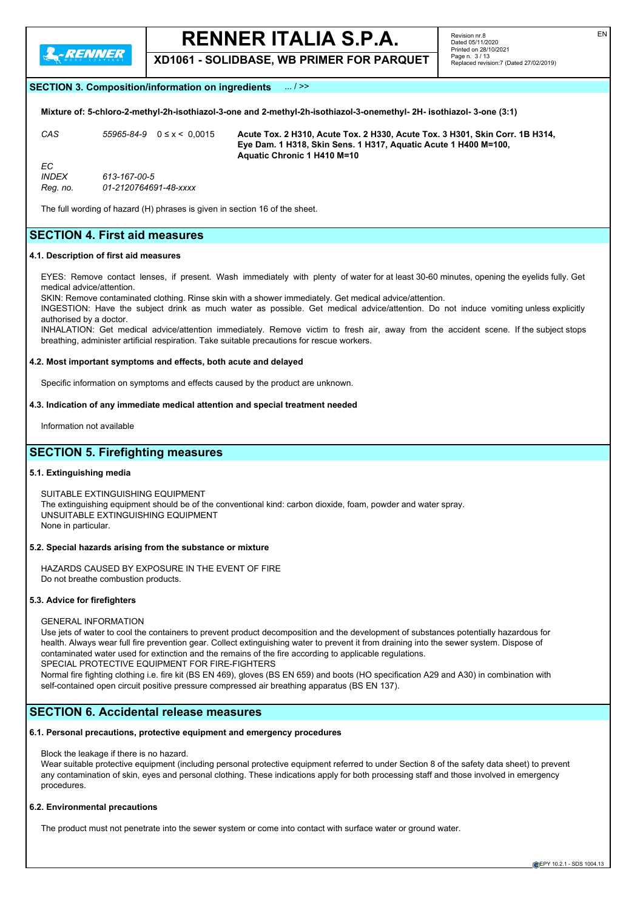## SECTION 3. Composition/information on ingredients ... / >>

**Mixture of: 5-chloro-2-methyl-2h-isothiazol-3-one and 2-methyl-2h-isothiazol-3-onemethyl- 2H- isothiazol- 3-one (3:1)**

| | | | |
|---|---|---|---|
| *CAS* | *55965-84-9* | 0 ≤ x < 0,0015 | **Acute Tox. 2 H310, Acute Tox. 2 H330, Acute Tox. 3 H301, Skin Corr. 1B H314, Eye Dam. 1 H318, Skin Sens. 1 H317, Aquatic Acute 1 H400 M=100, Aquatic Chronic 1 H410 M=10** |
| *EC* | | | |
| *INDEX* | *613-167-00-5* | | |
| *Reg. no.* | *01-2120764691-48-xxxx* | | |

The full wording of hazard (H) phrases is given in section 16 of the sheet.

## SECTION 4. First aid measures

### 4.1. Description of first aid measures

EYES: Remove contact lenses, if present. Wash immediately with plenty of water for at least 30-60 minutes, opening the eyelids fully. Get medical advice/attention.
SKIN: Remove contaminated clothing. Rinse skin with a shower immediately. Get medical advice/attention.
INGESTION: Have the subject drink as much water as possible. Get medical advice/attention. Do not induce vomiting unless explicitly authorised by a doctor.
INHALATION: Get medical advice/attention immediately. Remove victim to fresh air, away from the accident scene. If the subject stops breathing, administer artificial respiration. Take suitable precautions for rescue workers.

### 4.2. Most important symptoms and effects, both acute and delayed

Specific information on symptoms and effects caused by the product are unknown.

### 4.3. Indication of any immediate medical attention and special treatment needed

Information not available

## SECTION 5. Firefighting measures

### 5.1. Extinguishing media

SUITABLE EXTINGUISHING EQUIPMENT
The extinguishing equipment should be of the conventional kind: carbon dioxide, foam, powder and water spray.
UNSUITABLE EXTINGUISHING EQUIPMENT
None in particular.

### 5.2. Special hazards arising from the substance or mixture

HAZARDS CAUSED BY EXPOSURE IN THE EVENT OF FIRE
Do not breathe combustion products.

### 5.3. Advice for firefighters

GENERAL INFORMATION
Use jets of water to cool the containers to prevent product decomposition and the development of substances potentially hazardous for health. Always wear full fire prevention gear. Collect extinguishing water to prevent it from draining into the sewer system. Dispose of contaminated water used for extinction and the remains of the fire according to applicable regulations.
SPECIAL PROTECTIVE EQUIPMENT FOR FIRE-FIGHTERS
Normal fire fighting clothing i.e. fire kit (BS EN 469), gloves (BS EN 659) and boots (HO specification A29 and A30) in combination with self-contained open circuit positive pressure compressed air breathing apparatus (BS EN 137).

## SECTION 6. Accidental release measures

### 6.1. Personal precautions, protective equipment and emergency procedures

Block the leakage if there is no hazard.
Wear suitable protective equipment (including personal protective equipment referred to under Section 8 of the safety data sheet) to prevent any contamination of skin, eyes and personal clothing. These indications apply for both processing staff and those involved in emergency procedures.

### 6.2. Environmental precautions

The product must not penetrate into the sewer system or come into contact with surface water or ground water.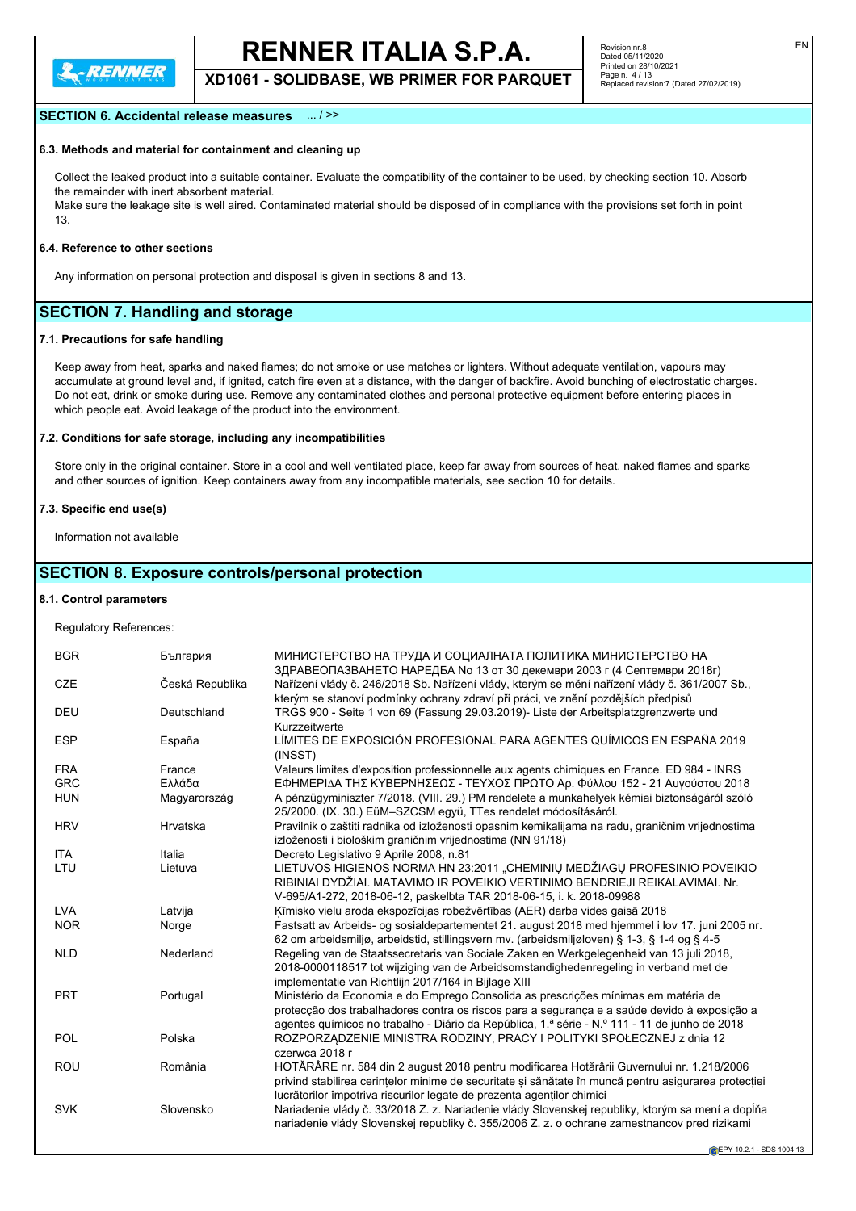**SECTION 6. Accidental release measures** ... / >>

### 6.3. Methods and material for containment and cleaning up

Collect the leaked product into a suitable container. Evaluate the compatibility of the container to be used, by checking section 10. Absorb the remainder with inert absorbent material.
Make sure the leakage site is well aired. Contaminated material should be disposed of in compliance with the provisions set forth in point 13.

### 6.4. Reference to other sections

Any information on personal protection and disposal is given in sections 8 and 13.

## SECTION 7. Handling and storage

### 7.1. Precautions for safe handling

Keep away from heat, sparks and naked flames; do not smoke or use matches or lighters. Without adequate ventilation, vapours may accumulate at ground level and, if ignited, catch fire even at a distance, with the danger of backfire. Avoid bunching of electrostatic charges. Do not eat, drink or smoke during use. Remove any contaminated clothes and personal protective equipment before entering places in which people eat. Avoid leakage of the product into the environment.

### 7.2. Conditions for safe storage, including any incompatibilities

Store only in the original container. Store in a cool and well ventilated place, keep far away from sources of heat, naked flames and sparks and other sources of ignition. Keep containers away from any incompatible materials, see section 10 for details.

### 7.3. Specific end use(s)

Information not available

## SECTION 8. Exposure controls/personal protection

### 8.1. Control parameters

Regulatory References:

| | | |
|---|---|---|
| BGR | България | МИНИСТЕРСТВО НА ТРУДА И СОЦИАЛНАТА ПОЛИТИКА МИНИСТЕРСТВО НА ЗДРАВЕОПАЗВАНЕТО НАРЕДБА No 13 от 30 декември 2003 г (4 Септември 2018г) |
| CZE | Česká Republika | Nařízení vlády č. 246/2018 Sb. Nařízení vlády, kterým se mění nařízení vlády č. 361/2007 Sb., kterým se stanoví podmínky ochrany zdraví při práci, ve znění pozdějších předpisů |
| DEU | Deutschland | TRGS 900 - Seite 1 von 69 (Fassung 29.03.2019)- Liste der Arbeitsplatzgrenzwerte und Kurzzeitwerte |
| ESP | España | LÍMITES DE EXPOSICIÓN PROFESIONAL PARA AGENTES QUÍMICOS EN ESPAÑA 2019 (INSST) |
| FRA | France | Valeurs limites d'exposition professionnelle aux agents chimiques en France. ED 984 - INRS |
| GRC | Ελλάδα | ΕΦΗΜΕΡΙΔΑ ΤΗΣ ΚΥΒΕΡΝΗΣΕΩΣ - ΤΕΥΧΟΣ ΠΡΩΤΟ Αρ. Φύλλου 152 - 21 Αυγούστου 2018 |
| HUN | Magyarország | A pénzügyminiszter 7/2018. (VIII. 29.) PM rendelete a munkahelyek kémiai biztonságáról szóló 25/2000. (IX. 30.) EüM–SZCSM együ, TTes rendelet módosításáról. |
| HRV | Hrvatska | Pravilnik o zaštiti radnika od izloženosti opasnim kemikalijama na radu, graničnim vrijednostima izloženosti i biološkim graničnim vrijednostima (NN 91/18) |
| ITA | Italia | Decreto Legislativo 9 Aprile 2008, n.81 |
| LTU | Lietuva | LIETUVOS HIGIENOS NORMA HN 23:2011 „CHEMINIŲ MEDŽIAGŲ PROFESINIO POVEIKIO RIBINIAI DYDŽIAI. MATAVIMO IR POVEIKIO VERTINIMO BENDRIEJI REIKALAVIMAI. Nr. V-695/A1-272, 2018-06-12, paskelbta TAR 2018-06-15, i. k. 2018-09988 |
| LVA | Latvija | Ķīmisko vielu aroda ekspozīcijas robežvērtības (AER) darba vides gaisā 2018 |
| NOR | Norge | Fastsatt av Arbeids- og sosialdepartementet 21. august 2018 med hjemmel i lov 17. juni 2005 nr. 62 om arbeidsmiljø, arbeidstid, stillingsvern mv. (arbeidsmiljøloven) § 1-3, § 1-4 og § 4-5 |
| NLD | Nederland | Regeling van de Staatssecretaris van Sociale Zaken en Werkgelegenheid van 13 juli 2018, 2018-0000118517 tot wijziging van de Arbeidsomstandighedenregeling in verband met de implementatie van Richtlijn 2017/164 in Bijlage XIII |
| PRT | Portugal | Ministério da Economia e do Emprego Consolida as prescrições mínimas em matéria de protecção dos trabalhadores contra os riscos para a segurança e a saúde devido à exposição a agentes químicos no trabalho - Diário da República, 1.ª série - N.º 111 - 11 de junho de 2018 |
| POL | Polska | ROZPORZĄDZENIE MINISTRA RODZINY, PRACY I POLITYKI SPOŁECZNEJ z dnia 12 czerwca 2018 r |
| ROU | România | HOTĂRÂRE nr. 584 din 2 august 2018 pentru modificarea Hotărârii Guvernului nr. 1.218/2006 privind stabilirea cerințelor minime de securitate și sănătate în muncă pentru asigurarea protecției lucrătorilor împotriva riscurilor legate de prezența agenților chimici |
| SVK | Slovensko | Nariadenie vlády č. 33/2018 Z. z. Nariadenie vlády Slovenskej republiky, ktorým sa mení a dopĺňa nariadenie vlády Slovenskej republiky č. 355/2006 Z. z. o ochrane zamestnancov pred rizikami |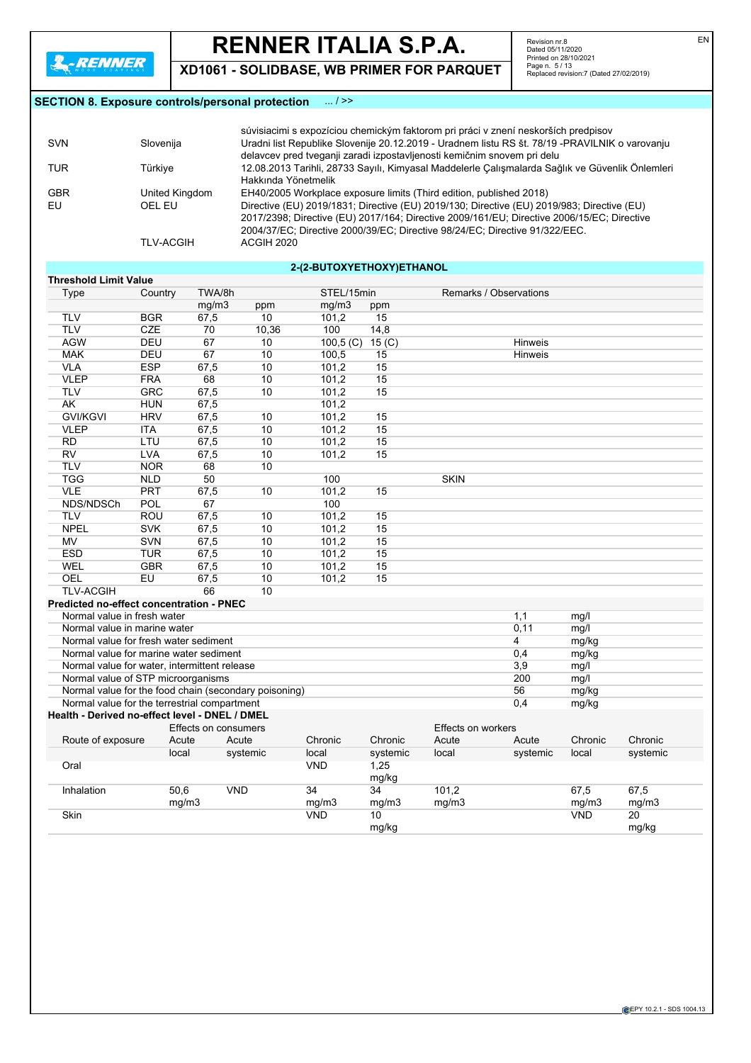## SECTION 8. Exposure controls/personal protection ... / >>

| | | |
|---|---|---|
| | | súvisiacimi s expozíciou chemickým faktorom pri práci v znení neskorších predpisov |
| SVN | Slovenija | Uradni list Republike Slovenije 20.12.2019 - Uradnem listu RS št. 78/19 -PRAVILNIK o varovanju delavcev pred tveganji zaradi izpostavljenosti kemičnim snovem pri delu |
| TUR | Türkiye | 12.08.2013 Tarihli, 28733 Sayılı, Kimyasal Maddelerle Çalışmalarda Sağlık ve Güvenlik Önlemleri Hakkında Yönetmelik |
| GBR | United Kingdom | EH40/2005 Workplace exposure limits (Third edition, published 2018) |
| EU | OEL EU | Directive (EU) 2019/1831; Directive (EU) 2019/130; Directive (EU) 2019/983; Directive (EU) 2017/2398; Directive (EU) 2017/164; Directive 2009/161/EU; Directive 2006/15/EC; Directive 2004/37/EC; Directive 2000/39/EC; Directive 98/24/EC; Directive 91/322/EEC. |
| | TLV-ACGIH | ACGIH 2020 |

### 2-(2-BUTOXYETHOXY)ETHANOL

**Threshold Limit Value**

| Type | Country | TWA/8h | | STEL/15min | | Remarks / Observations |
|---|---|---|---|---|---|---|
| | | mg/m3 | ppm | mg/m3 | ppm | |
| TLV | BGR | 67,5 | 10 | 101,2 | 15 | |
| TLV | CZE | 70 | 10,36 | 100 | 14,8 | |
| AGW | DEU | 67 | 10 | 100,5 (C) | 15 (C) | Hinweis |
| MAK | DEU | 67 | 10 | 100,5 | 15 | Hinweis |
| VLA | ESP | 67,5 | 10 | 101,2 | 15 | |
| VLEP | FRA | 68 | 10 | 101,2 | 15 | |
| TLV | GRC | 67,5 | 10 | 101,2 | 15 | |
| AK | HUN | 67,5 | | 101,2 | | |
| GVI/KGVI | HRV | 67,5 | 10 | 101,2 | 15 | |
| VLEP | ITA | 67,5 | 10 | 101,2 | 15 | |
| RD | LTU | 67,5 | 10 | 101,2 | 15 | |
| RV | LVA | 67,5 | 10 | 101,2 | 15 | |
| TLV | NOR | 68 | 10 | | | |
| TGG | NLD | 50 | | 100 | | SKIN |
| VLE | PRT | 67,5 | 10 | 101,2 | 15 | |
| NDS/NDSCh | POL | 67 | | 100 | | |
| TLV | ROU | 67,5 | 10 | 101,2 | 15 | |
| NPEL | SVK | 67,5 | 10 | 101,2 | 15 | |
| MV | SVN | 67,5 | 10 | 101,2 | 15 | |
| ESD | TUR | 67,5 | 10 | 101,2 | 15 | |
| WEL | GBR | 67,5 | 10 | 101,2 | 15 | |
| OEL | EU | 67,5 | 10 | 101,2 | 15 | |
| TLV-ACGIH | | 66 | 10 | | | |

**Predicted no-effect concentration - PNEC**

| | | |
|---|---|---|
| Normal value in fresh water | 1,1 | mg/l |
| Normal value in marine water | 0,11 | mg/l |
| Normal value for fresh water sediment | 4 | mg/kg |
| Normal value for marine water sediment | 0,4 | mg/kg |
| Normal value for water, intermittent release | 3,9 | mg/l |
| Normal value of STP microorganisms | 200 | mg/l |
| Normal value for the food chain (secondary poisoning) | 56 | mg/kg |
| Normal value for the terrestrial compartment | 0,4 | mg/kg |

**Health - Derived no-effect level - DNEL / DMEL**

| | Effects on consumers | | | | Effects on workers | | | |
|---|---|---|---|---|---|---|---|---|
| Route of exposure | Acute local | Acute systemic | Chronic local | Chronic systemic | Acute local | Acute systemic | Chronic local | Chronic systemic |
| Oral | | | VND | 1,25 mg/kg | | | | |
| Inhalation | 50,6 mg/m3 | VND | 34 mg/m3 | 34 mg/m3 | 101,2 mg/m3 | | 67,5 mg/m3 | 67,5 mg/m3 |
| Skin | | | VND | 10 mg/kg | | | VND | 20 mg/kg |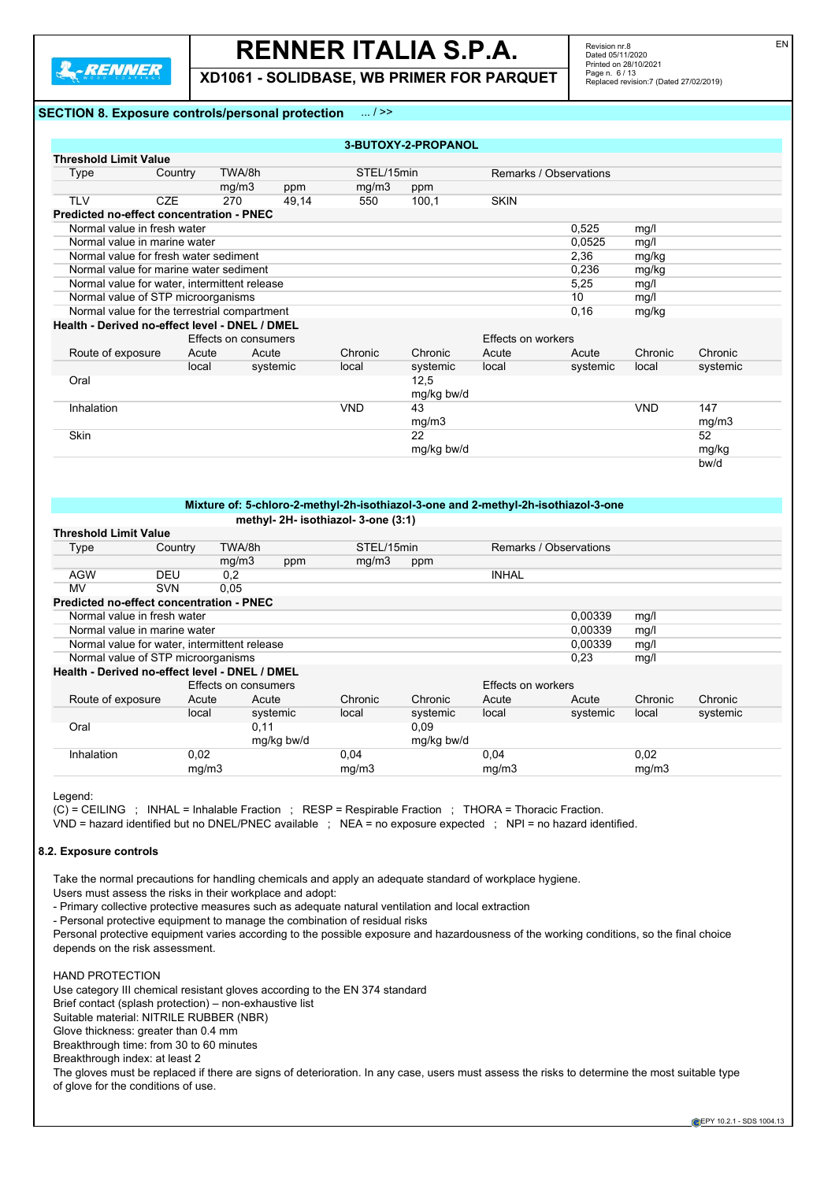## SECTION 8. Exposure controls/personal protection ... / >>

**3-BUTOXY-2-PROPANOL**

**Threshold Limit Value**

| Type | Country | TWA/8h | | STEL/15min | | Remarks / Observations |
|---|---|---|---|---|---|---|
| | | mg/m3 | ppm | mg/m3 | ppm | |
| TLV | CZE | 270 | 49,14 | 550 | 100,1 | SKIN |

**Predicted no-effect concentration - PNEC**

| | | |
|---|---|---|
| Normal value in fresh water | 0,525 | mg/l |
| Normal value in marine water | 0,0525 | mg/l |
| Normal value for fresh water sediment | 2,36 | mg/kg |
| Normal value for marine water sediment | 0,236 | mg/kg |
| Normal value for water, intermittent release | 5,25 | mg/l |
| Normal value of STP microorganisms | 10 | mg/l |
| Normal value for the terrestrial compartment | 0,16 | mg/kg |

**Health - Derived no-effect level - DNEL / DMEL**

| | Effects on consumers | | | | Effects on workers | | | |
|---|---|---|---|---|---|---|---|---|
| Route of exposure | Acute local | Acute systemic | Chronic local | Chronic systemic | Acute local | Acute systemic | Chronic local | Chronic systemic |
| Oral | | | | 12,5 mg/kg bw/d | | | | |
| Inhalation | | | VND | 43 mg/m3 | | | VND | 147 mg/m3 |
| Skin | | | | 22 mg/kg bw/d | | | | 52 mg/kg bw/d |

**Mixture of: 5-chloro-2-methyl-2h-isothiazol-3-one and 2-methyl-2h-isothiazol-3-one methyl- 2H- isothiazol- 3-one (3:1)**

**Threshold Limit Value**

| Type | Country | TWA/8h | | STEL/15min | | Remarks / Observations |
|---|---|---|---|---|---|---|
| | | mg/m3 | ppm | mg/m3 | ppm | |
| AGW | DEU | 0,2 | | | | INHAL |
| MV | SVN | 0,05 | | | | |

**Predicted no-effect concentration - PNEC**

| | | |
|---|---|---|
| Normal value in fresh water | 0,00339 | mg/l |
| Normal value in marine water | 0,00339 | mg/l |
| Normal value for water, intermittent release | 0,00339 | mg/l |
| Normal value of STP microorganisms | 0,23 | mg/l |

**Health - Derived no-effect level - DNEL / DMEL**

| | Effects on consumers | | | | Effects on workers | | | |
|---|---|---|---|---|---|---|---|---|
| Route of exposure | Acute local | Acute systemic | Chronic local | Chronic systemic | Acute local | Acute systemic | Chronic local | Chronic systemic |
| Oral | | 0,11 mg/kg bw/d | | 0,09 mg/kg bw/d | | | | |
| Inhalation | 0,02 mg/m3 | | 0,04 mg/m3 | | 0,04 mg/m3 | | 0,02 mg/m3 | |

Legend:
(C) = CEILING ; INHAL = Inhalable Fraction ; RESP = Respirable Fraction ; THORA = Thoracic Fraction.
VND = hazard identified but no DNEL/PNEC available ; NEA = no exposure expected ; NPI = no hazard identified.

### 8.2. Exposure controls

Take the normal precautions for handling chemicals and apply an adequate standard of workplace hygiene.
Users must assess the risks in their workplace and adopt:
- Primary collective protective measures such as adequate natural ventilation and local extraction
- Personal protective equipment to manage the combination of residual risks

Personal protective equipment varies according to the possible exposure and hazardousness of the working conditions, so the final choice depends on the risk assessment.

HAND PROTECTION
Use category III chemical resistant gloves according to the EN 374 standard
Brief contact (splash protection) – non-exhaustive list
Suitable material: NITRILE RUBBER (NBR)
Glove thickness: greater than 0.4 mm
Breakthrough time: from 30 to 60 minutes
Breakthrough index: at least 2
The gloves must be replaced if there are signs of deterioration. In any case, users must assess the risks to determine the most suitable type of glove for the conditions of use.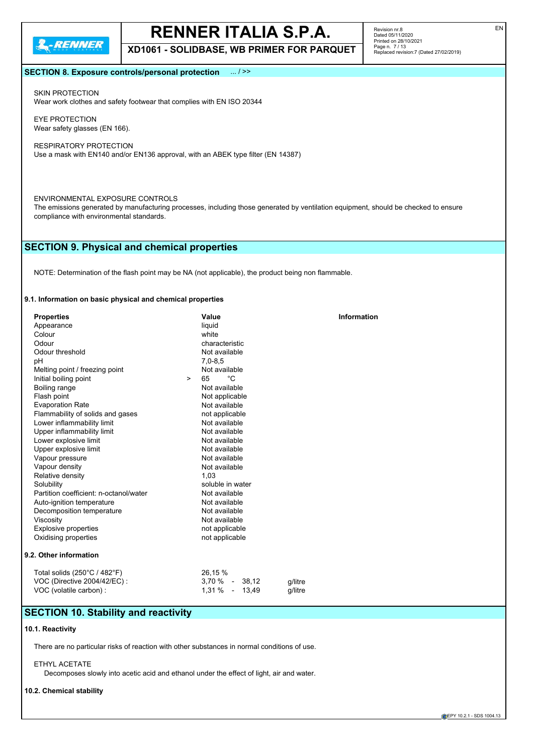## SECTION 8. Exposure controls/personal protection ... / >>

SKIN PROTECTION
Wear work clothes and safety footwear that complies with EN ISO 20344

EYE PROTECTION
Wear safety glasses (EN 166).

RESPIRATORY PROTECTION
Use a mask with EN140 and/or EN136 approval, with an ABEK type filter (EN 14387)

ENVIRONMENTAL EXPOSURE CONTROLS
The emissions generated by manufacturing processes, including those generated by ventilation equipment, should be checked to ensure compliance with environmental standards.

## SECTION 9. Physical and chemical properties

NOTE: Determination of the flash point may be NA (not applicable), the product being non flammable.

### 9.1. Information on basic physical and chemical properties

| Properties | Value | Information |
|---|---|---|
| Appearance | liquid | |
| Colour | white | |
| Odour | characteristic | |
| Odour threshold | Not available | |
| pH | 7,0-8,5 | |
| Melting point / freezing point | Not available | |
| Initial boiling point | > 65 °C | |
| Boiling range | Not available | |
| Flash point | Not applicable | |
| Evaporation Rate | Not available | |
| Flammability of solids and gases | not applicable | |
| Lower inflammability limit | Not available | |
| Upper inflammability limit | Not available | |
| Lower explosive limit | Not available | |
| Upper explosive limit | Not available | |
| Vapour pressure | Not available | |
| Vapour density | Not available | |
| Relative density | 1,03 | |
| Solubility | soluble in water | |
| Partition coefficient: n-octanol/water | Not available | |
| Auto-ignition temperature | Not available | |
| Decomposition temperature | Not available | |
| Viscosity | Not available | |
| Explosive properties | not applicable | |
| Oxidising properties | not applicable | |

### 9.2. Other information

| | | |
|---|---|---|
| Total solids (250°C / 482°F) | 26,15 % | |
| VOC (Directive 2004/42/EC) : | 3,70 % - 38,12 | g/litre |
| VOC (volatile carbon) : | 1,31 % - 13,49 | g/litre |

## SECTION 10. Stability and reactivity

### 10.1. Reactivity

There are no particular risks of reaction with other substances in normal conditions of use.

ETHYL ACETATE
Decomposes slowly into acetic acid and ethanol under the effect of light, air and water.

### 10.2. Chemical stability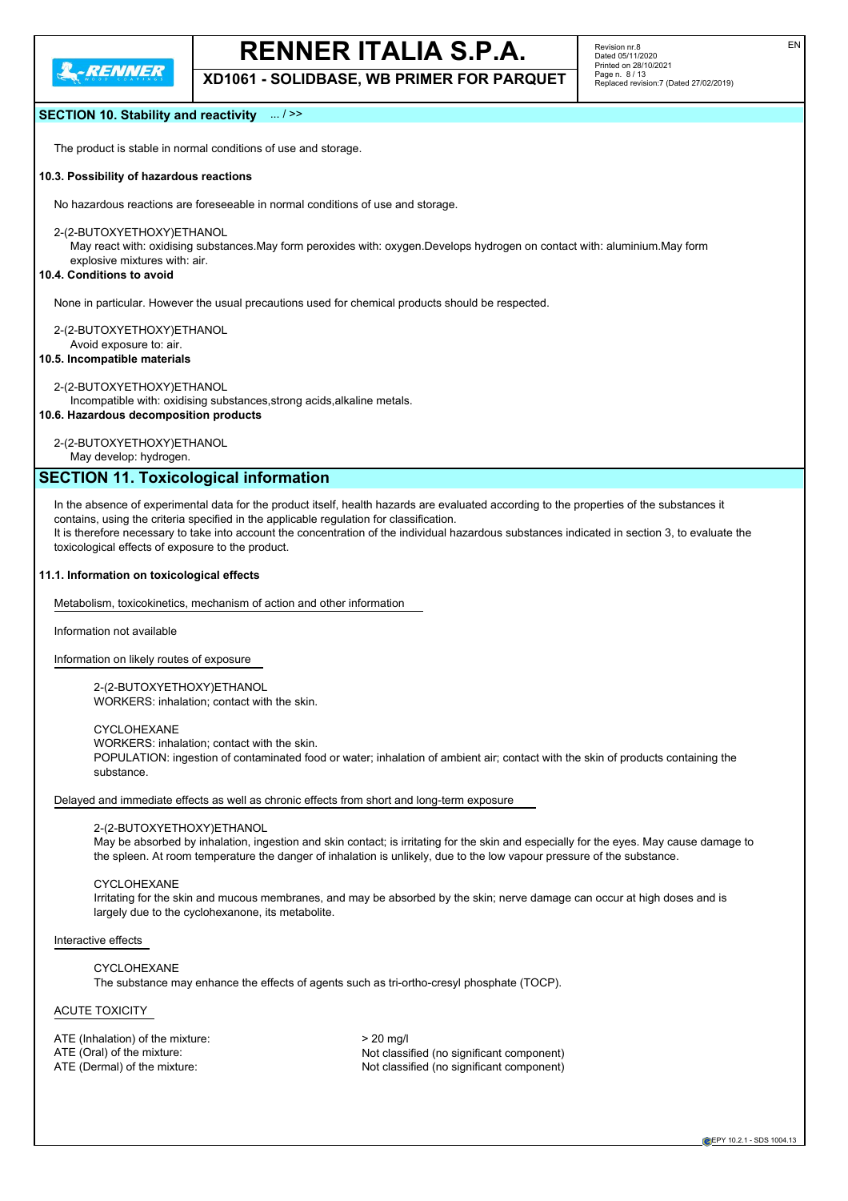## SECTION 10. Stability and reactivity ... / >>

The product is stable in normal conditions of use and storage.

### 10.3. Possibility of hazardous reactions

No hazardous reactions are foreseeable in normal conditions of use and storage.

2-(2-BUTOXYETHOXY)ETHANOL
May react with: oxidising substances.May form peroxides with: oxygen.Develops hydrogen on contact with: aluminium.May form explosive mixtures with: air.

### 10.4. Conditions to avoid

None in particular. However the usual precautions used for chemical products should be respected.

2-(2-BUTOXYETHOXY)ETHANOL
Avoid exposure to: air.

### 10.5. Incompatible materials

2-(2-BUTOXYETHOXY)ETHANOL
Incompatible with: oxidising substances,strong acids,alkaline metals.

### 10.6. Hazardous decomposition products

2-(2-BUTOXYETHOXY)ETHANOL
May develop: hydrogen.

## SECTION 11. Toxicological information

In the absence of experimental data for the product itself, health hazards are evaluated according to the properties of the substances it contains, using the criteria specified in the applicable regulation for classification.
It is therefore necessary to take into account the concentration of the individual hazardous substances indicated in section 3, to evaluate the toxicological effects of exposure to the product.

### 11.1. Information on toxicological effects

Metabolism, toxicokinetics, mechanism of action and other information

Information not available

Information on likely routes of exposure

2-(2-BUTOXYETHOXY)ETHANOL
WORKERS: inhalation; contact with the skin.

CYCLOHEXANE
WORKERS: inhalation; contact with the skin.
POPULATION: ingestion of contaminated food or water; inhalation of ambient air; contact with the skin of products containing the substance.

Delayed and immediate effects as well as chronic effects from short and long-term exposure

2-(2-BUTOXYETHOXY)ETHANOL
May be absorbed by inhalation, ingestion and skin contact; is irritating for the skin and especially for the eyes. May cause damage to the spleen. At room temperature the danger of inhalation is unlikely, due to the low vapour pressure of the substance.

CYCLOHEXANE
Irritating for the skin and mucous membranes, and may be absorbed by the skin; nerve damage can occur at high doses and is largely due to the cyclohexanone, its metabolite.

Interactive effects

CYCLOHEXANE
The substance may enhance the effects of agents such as tri-ortho-cresyl phosphate (TOCP).

ACUTE TOXICITY

| | |
|---|---|
| ATE (Inhalation) of the mixture: | > 20 mg/l |
| ATE (Oral) of the mixture: | Not classified (no significant component) |
| ATE (Dermal) of the mixture: | Not classified (no significant component) |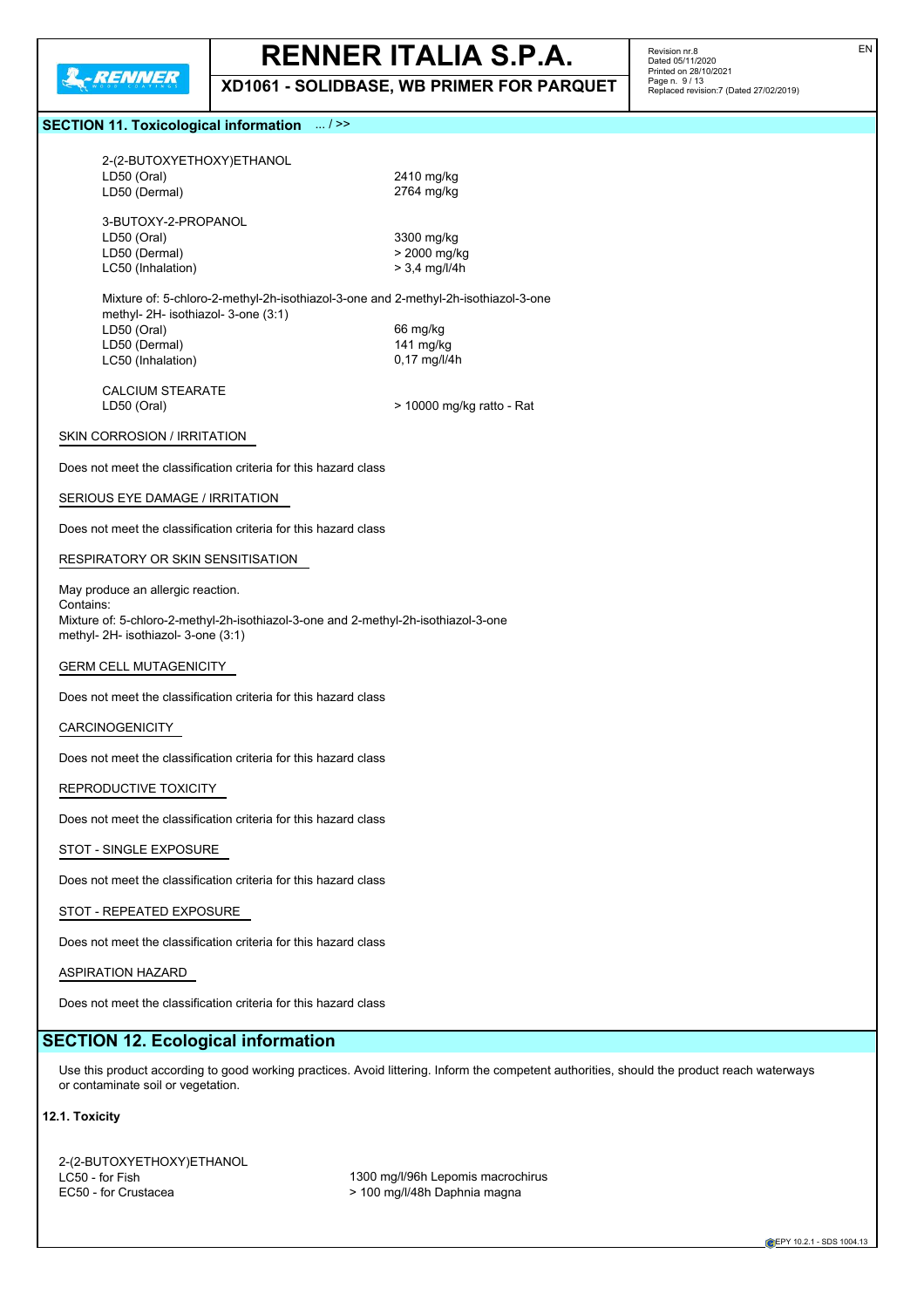## SECTION 11. Toxicological information ... / >>

2-(2-BUTOXYETHOXY)ETHANOL

| | |
|---|---|
| LD50 (Oral) | 2410 mg/kg |
| LD50 (Dermal) | 2764 mg/kg |

3-BUTOXY-2-PROPANOL

| | |
|---|---|
| LD50 (Oral) | 3300 mg/kg |
| LD50 (Dermal) | > 2000 mg/kg |
| LC50 (Inhalation) | > 3,4 mg/l/4h |

Mixture of: 5-chloro-2-methyl-2h-isothiazol-3-one and 2-methyl-2h-isothiazol-3-one methyl- 2H- isothiazol- 3-one (3:1)

| | |
|---|---|
| LD50 (Oral) | 66 mg/kg |
| LD50 (Dermal) | 141 mg/kg |
| LC50 (Inhalation) | 0,17 mg/l/4h |

CALCIUM STEARATE

| | |
|---|---|
| LD50 (Oral) | > 10000 mg/kg ratto - Rat |

SKIN CORROSION / IRRITATION

Does not meet the classification criteria for this hazard class

SERIOUS EYE DAMAGE / IRRITATION

Does not meet the classification criteria for this hazard class

RESPIRATORY OR SKIN SENSITISATION

May produce an allergic reaction.
Contains:
Mixture of: 5-chloro-2-methyl-2h-isothiazol-3-one and 2-methyl-2h-isothiazol-3-one methyl- 2H- isothiazol- 3-one (3:1)

GERM CELL MUTAGENICITY

Does not meet the classification criteria for this hazard class

CARCINOGENICITY

Does not meet the classification criteria for this hazard class

REPRODUCTIVE TOXICITY

Does not meet the classification criteria for this hazard class

STOT - SINGLE EXPOSURE

Does not meet the classification criteria for this hazard class

STOT - REPEATED EXPOSURE

Does not meet the classification criteria for this hazard class

ASPIRATION HAZARD

Does not meet the classification criteria for this hazard class

## SECTION 12. Ecological information

Use this product according to good working practices. Avoid littering. Inform the competent authorities, should the product reach waterways or contaminate soil or vegetation.

### 12.1. Toxicity

2-(2-BUTOXYETHOXY)ETHANOL

| | |
|---|---|
| LC50 - for Fish | 1300 mg/l/96h Lepomis macrochirus |
| EC50 - for Crustacea | > 100 mg/l/48h Daphnia magna |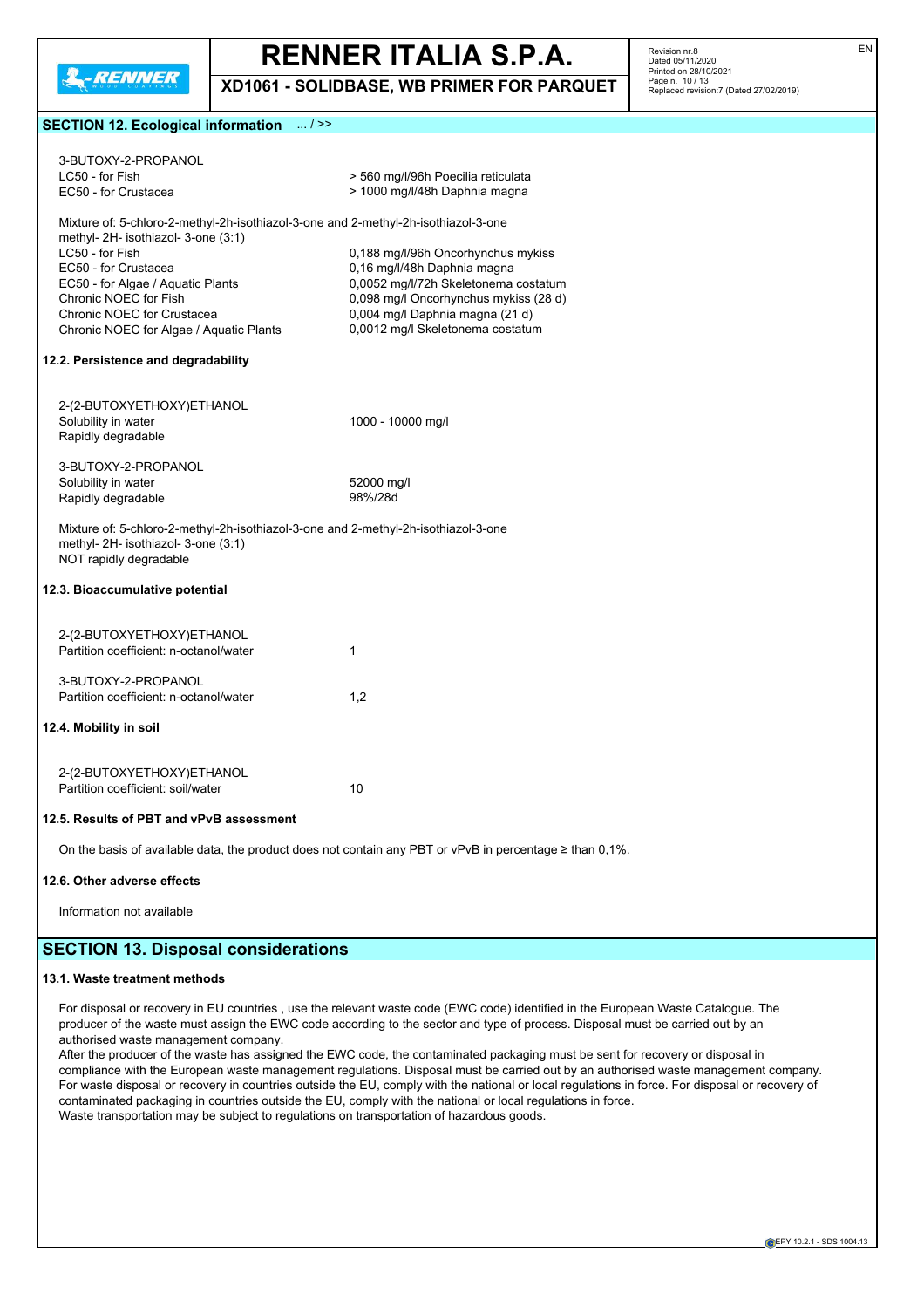## SECTION 12. Ecological information ... / >>

3-BUTOXY-2-PROPANOL

| | |
|---|---|
| LC50 - for Fish | > 560 mg/l/96h Poecilia reticulata |
| EC50 - for Crustacea | > 1000 mg/l/48h Daphnia magna |

Mixture of: 5-chloro-2-methyl-2h-isothiazol-3-one and 2-methyl-2h-isothiazol-3-one methyl- 2H- isothiazol- 3-one (3:1)

| | |
|---|---|
| LC50 - for Fish | 0,188 mg/l/96h Oncorhynchus mykiss |
| EC50 - for Crustacea | 0,16 mg/l/48h Daphnia magna |
| EC50 - for Algae / Aquatic Plants | 0,0052 mg/l/72h Skeletonema costatum |
| Chronic NOEC for Fish | 0,098 mg/l Oncorhynchus mykiss (28 d) |
| Chronic NOEC for Crustacea | 0,004 mg/l Daphnia magna (21 d) |
| Chronic NOEC for Algae / Aquatic Plants | 0,0012 mg/l Skeletonema costatum |

### 12.2. Persistence and degradability

2-(2-BUTOXYETHOXY)ETHANOL

| | |
|---|---|
| Solubility in water | 1000 - 10000 mg/l |
| Rapidly degradable | |

3-BUTOXY-2-PROPANOL

| | |
|---|---|
| Solubility in water | 52000 mg/l |
| Rapidly degradable | 98%/28d |

Mixture of: 5-chloro-2-methyl-2h-isothiazol-3-one and 2-methyl-2h-isothiazol-3-one methyl- 2H- isothiazol- 3-one (3:1)
NOT rapidly degradable

### 12.3. Bioaccumulative potential

2-(2-BUTOXYETHOXY)ETHANOL

| | |
|---|---|
| Partition coefficient: n-octanol/water | 1 |

3-BUTOXY-2-PROPANOL

| | |
|---|---|
| Partition coefficient: n-octanol/water | 1,2 |

### 12.4. Mobility in soil

2-(2-BUTOXYETHOXY)ETHANOL

| | |
|---|---|
| Partition coefficient: soil/water | 10 |

### 12.5. Results of PBT and vPvB assessment

On the basis of available data, the product does not contain any PBT or vPvB in percentage ≥ than 0,1%.

### 12.6. Other adverse effects

Information not available

## SECTION 13. Disposal considerations

### 13.1. Waste treatment methods

For disposal or recovery in EU countries , use the relevant waste code (EWC code) identified in the European Waste Catalogue. The producer of the waste must assign the EWC code according to the sector and type of process. Disposal must be carried out by an authorised waste management company.
After the producer of the waste has assigned the EWC code, the contaminated packaging must be sent for recovery or disposal in compliance with the European waste management regulations. Disposal must be carried out by an authorised waste management company.
For waste disposal or recovery in countries outside the EU, comply with the national or local regulations in force. For disposal or recovery of contaminated packaging in countries outside the EU, comply with the national or local regulations in force.
Waste transportation may be subject to regulations on transportation of hazardous goods.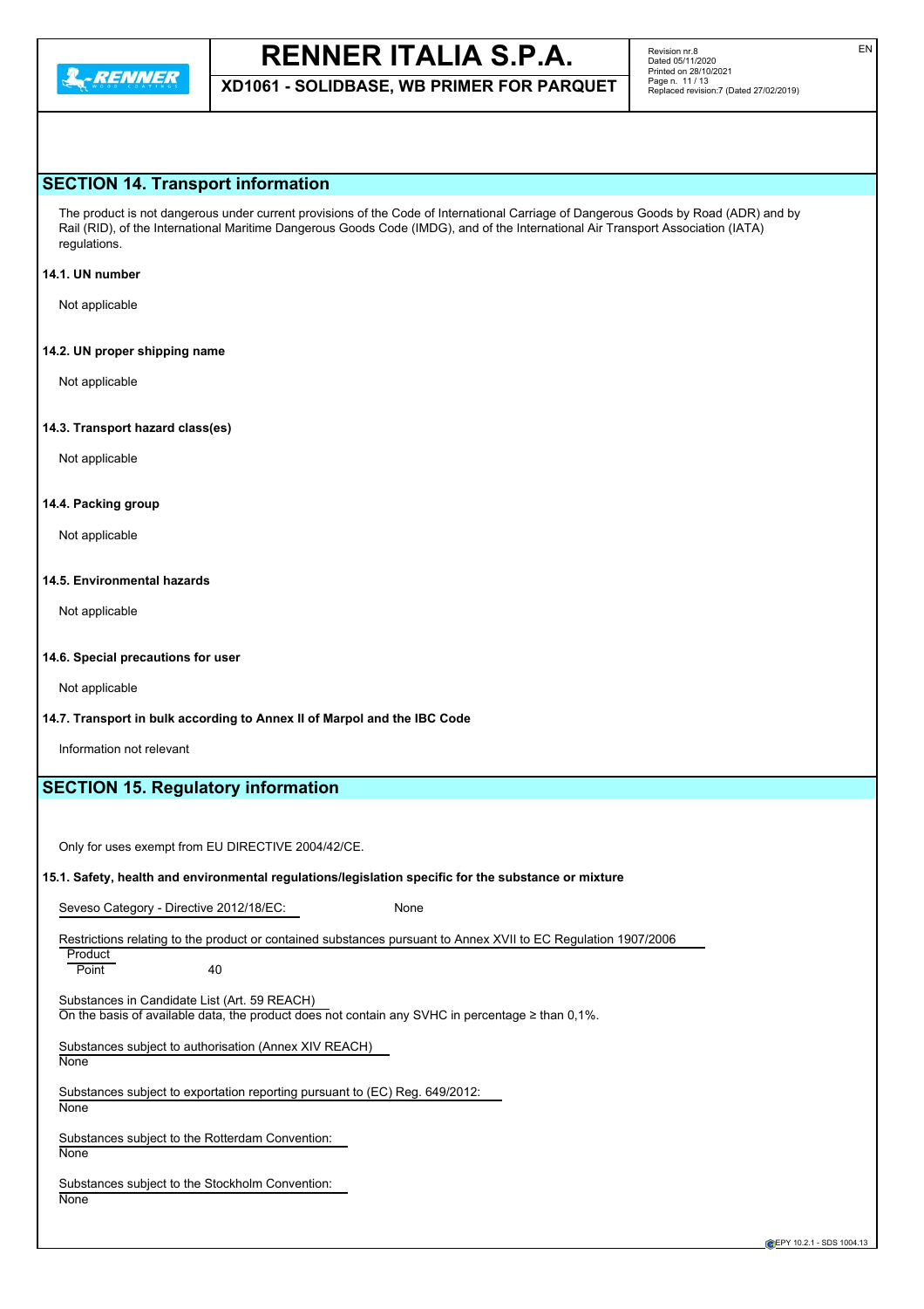## SECTION 14. Transport information

The product is not dangerous under current provisions of the Code of International Carriage of Dangerous Goods by Road (ADR) and by Rail (RID), of the International Maritime Dangerous Goods Code (IMDG), and of the International Air Transport Association (IATA) regulations.

**14.1. UN number**

Not applicable

**14.2. UN proper shipping name**

Not applicable

**14.3. Transport hazard class(es)**

Not applicable

**14.4. Packing group**

Not applicable

**14.5. Environmental hazards**

Not applicable

**14.6. Special precautions for user**

Not applicable

**14.7. Transport in bulk according to Annex II of Marpol and the IBC Code**

Information not relevant

## SECTION 15. Regulatory information

Only for uses exempt from EU DIRECTIVE 2004/42/CE.

**15.1. Safety, health and environmental regulations/legislation specific for the substance or mixture**

Seveso Category - Directive 2012/18/EC: None

Restrictions relating to the product or contained substances pursuant to Annex XVII to EC Regulation 1907/2006

Product
Point 40

Substances in Candidate List (Art. 59 REACH)
On the basis of available data, the product does not contain any SVHC in percentage ≥ than 0,1%.

Substances subject to authorisation (Annex XIV REACH)
None

Substances subject to exportation reporting pursuant to (EC) Reg. 649/2012:
None

Substances subject to the Rotterdam Convention:
None

Substances subject to the Stockholm Convention:
None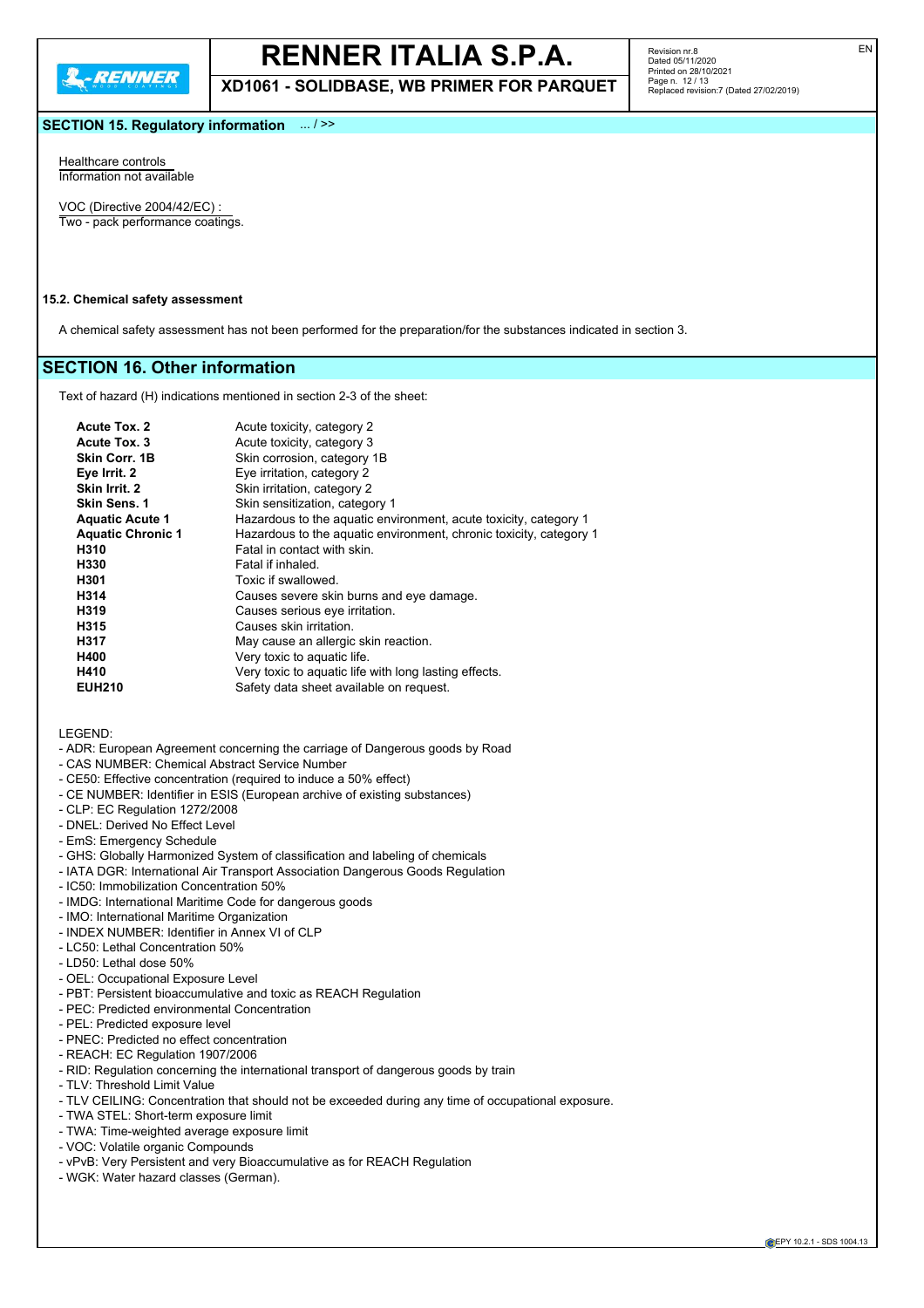## SECTION 15. Regulatory information ... / >>

Healthcare controls
Information not available

VOC (Directive 2004/42/EC) :
Two - pack performance coatings.

### 15.2. Chemical safety assessment

A chemical safety assessment has not been performed for the preparation/for the substances indicated in section 3.

## SECTION 16. Other information

Text of hazard (H) indications mentioned in section 2-3 of the sheet:

| | |
|---|---|
| **Acute Tox. 2** | Acute toxicity, category 2 |
| **Acute Tox. 3** | Acute toxicity, category 3 |
| **Skin Corr. 1B** | Skin corrosion, category 1B |
| **Eye Irrit. 2** | Eye irritation, category 2 |
| **Skin Irrit. 2** | Skin irritation, category 2 |
| **Skin Sens. 1** | Skin sensitization, category 1 |
| **Aquatic Acute 1** | Hazardous to the aquatic environment, acute toxicity, category 1 |
| **Aquatic Chronic 1** | Hazardous to the aquatic environment, chronic toxicity, category 1 |
| **H310** | Fatal in contact with skin. |
| **H330** | Fatal if inhaled. |
| **H301** | Toxic if swallowed. |
| **H314** | Causes severe skin burns and eye damage. |
| **H319** | Causes serious eye irritation. |
| **H315** | Causes skin irritation. |
| **H317** | May cause an allergic skin reaction. |
| **H400** | Very toxic to aquatic life. |
| **H410** | Very toxic to aquatic life with long lasting effects. |
| **EUH210** | Safety data sheet available on request. |

LEGEND:

- ADR: European Agreement concerning the carriage of Dangerous goods by Road
- CAS NUMBER: Chemical Abstract Service Number
- CE50: Effective concentration (required to induce a 50% effect)
- CE NUMBER: Identifier in ESIS (European archive of existing substances)
- CLP: EC Regulation 1272/2008
- DNEL: Derived No Effect Level
- EmS: Emergency Schedule
- GHS: Globally Harmonized System of classification and labeling of chemicals
- IATA DGR: International Air Transport Association Dangerous Goods Regulation
- IC50: Immobilization Concentration 50%
- IMDG: International Maritime Code for dangerous goods
- IMO: International Maritime Organization
- INDEX NUMBER: Identifier in Annex VI of CLP
- LC50: Lethal Concentration 50%
- LD50: Lethal dose 50%
- OEL: Occupational Exposure Level
- PBT: Persistent bioaccumulative and toxic as REACH Regulation
- PEC: Predicted environmental Concentration
- PEL: Predicted exposure level
- PNEC: Predicted no effect concentration
- REACH: EC Regulation 1907/2006
- RID: Regulation concerning the international transport of dangerous goods by train
- TLV: Threshold Limit Value
- TLV CEILING: Concentration that should not be exceeded during any time of occupational exposure.
- TWA STEL: Short-term exposure limit
- TWA: Time-weighted average exposure limit
- VOC: Volatile organic Compounds
- vPvB: Very Persistent and very Bioaccumulative as for REACH Regulation
- WGK: Water hazard classes (German).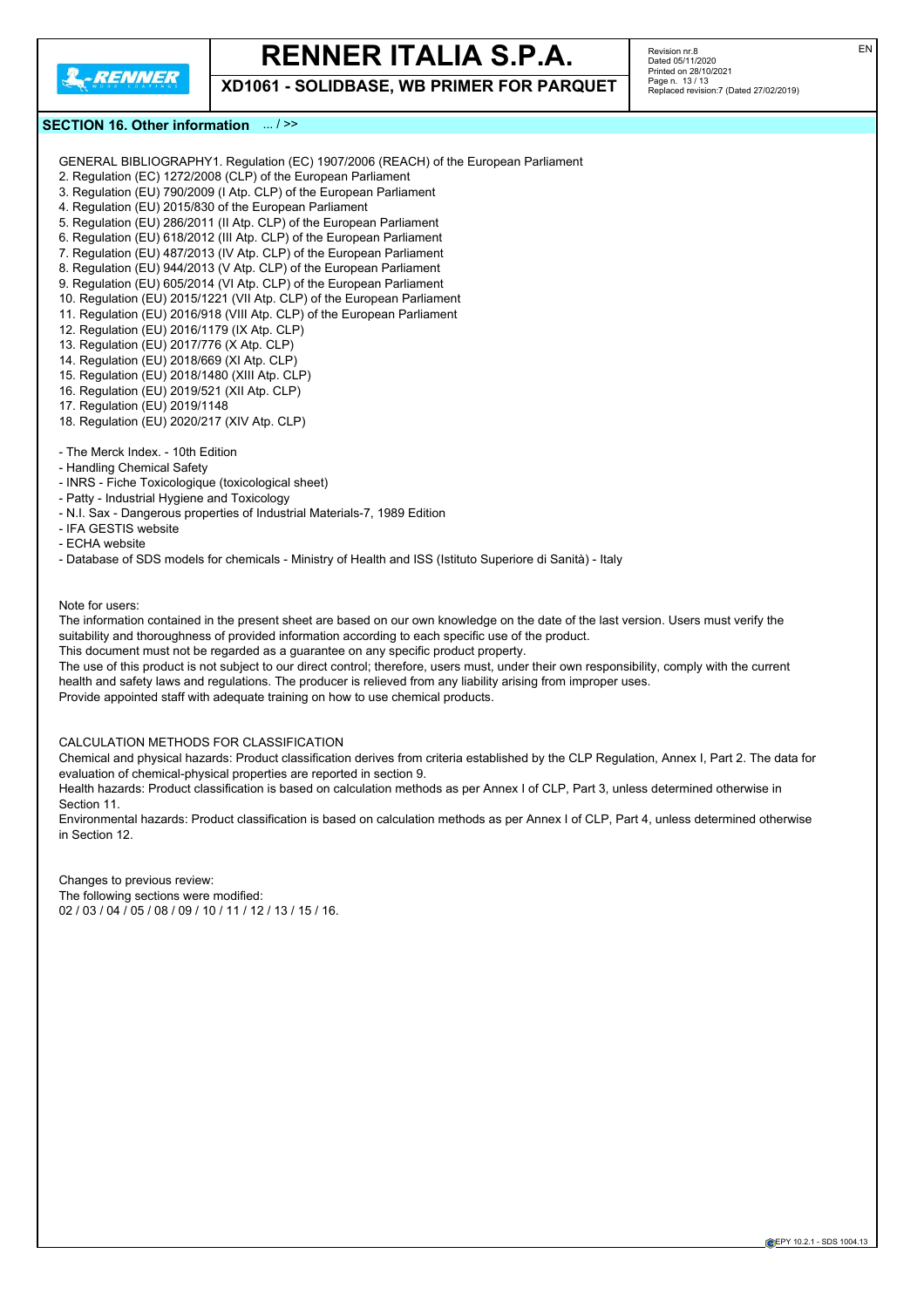## SECTION 16. Other information ... / >>

GENERAL BIBLIOGRAPHY1. Regulation (EC) 1907/2006 (REACH) of the European Parliament
2. Regulation (EC) 1272/2008 (CLP) of the European Parliament
3. Regulation (EU) 790/2009 (I Atp. CLP) of the European Parliament
4. Regulation (EU) 2015/830 of the European Parliament
5. Regulation (EU) 286/2011 (II Atp. CLP) of the European Parliament
6. Regulation (EU) 618/2012 (III Atp. CLP) of the European Parliament
7. Regulation (EU) 487/2013 (IV Atp. CLP) of the European Parliament
8. Regulation (EU) 944/2013 (V Atp. CLP) of the European Parliament
9. Regulation (EU) 605/2014 (VI Atp. CLP) of the European Parliament
10. Regulation (EU) 2015/1221 (VII Atp. CLP) of the European Parliament
11. Regulation (EU) 2016/918 (VIII Atp. CLP) of the European Parliament
12. Regulation (EU) 2016/1179 (IX Atp. CLP)
13. Regulation (EU) 2017/776 (X Atp. CLP)
14. Regulation (EU) 2018/669 (XI Atp. CLP)
15. Regulation (EU) 2018/1480 (XIII Atp. CLP)
16. Regulation (EU) 2019/521 (XII Atp. CLP)
17. Regulation (EU) 2019/1148
18. Regulation (EU) 2020/217 (XIV Atp. CLP)

- The Merck Index. - 10th Edition
- Handling Chemical Safety
- INRS - Fiche Toxicologique (toxicological sheet)
- Patty - Industrial Hygiene and Toxicology
- N.I. Sax - Dangerous properties of Industrial Materials-7, 1989 Edition
- IFA GESTIS website
- ECHA website
- Database of SDS models for chemicals - Ministry of Health and ISS (Istituto Superiore di Sanità) - Italy

Note for users:
The information contained in the present sheet are based on our own knowledge on the date of the last version. Users must verify the suitability and thoroughness of provided information according to each specific use of the product.
This document must not be regarded as a guarantee on any specific product property.
The use of this product is not subject to our direct control; therefore, users must, under their own responsibility, comply with the current health and safety laws and regulations. The producer is relieved from any liability arising from improper uses.
Provide appointed staff with adequate training on how to use chemical products.

CALCULATION METHODS FOR CLASSIFICATION
Chemical and physical hazards: Product classification derives from criteria established by the CLP Regulation, Annex I, Part 2. The data for evaluation of chemical-physical properties are reported in section 9.
Health hazards: Product classification is based on calculation methods as per Annex I of CLP, Part 3, unless determined otherwise in Section 11.
Environmental hazards: Product classification is based on calculation methods as per Annex I of CLP, Part 4, unless determined otherwise in Section 12.

Changes to previous review:
The following sections were modified:
02 / 03 / 04 / 05 / 08 / 09 / 10 / 11 / 12 / 13 / 15 / 16.